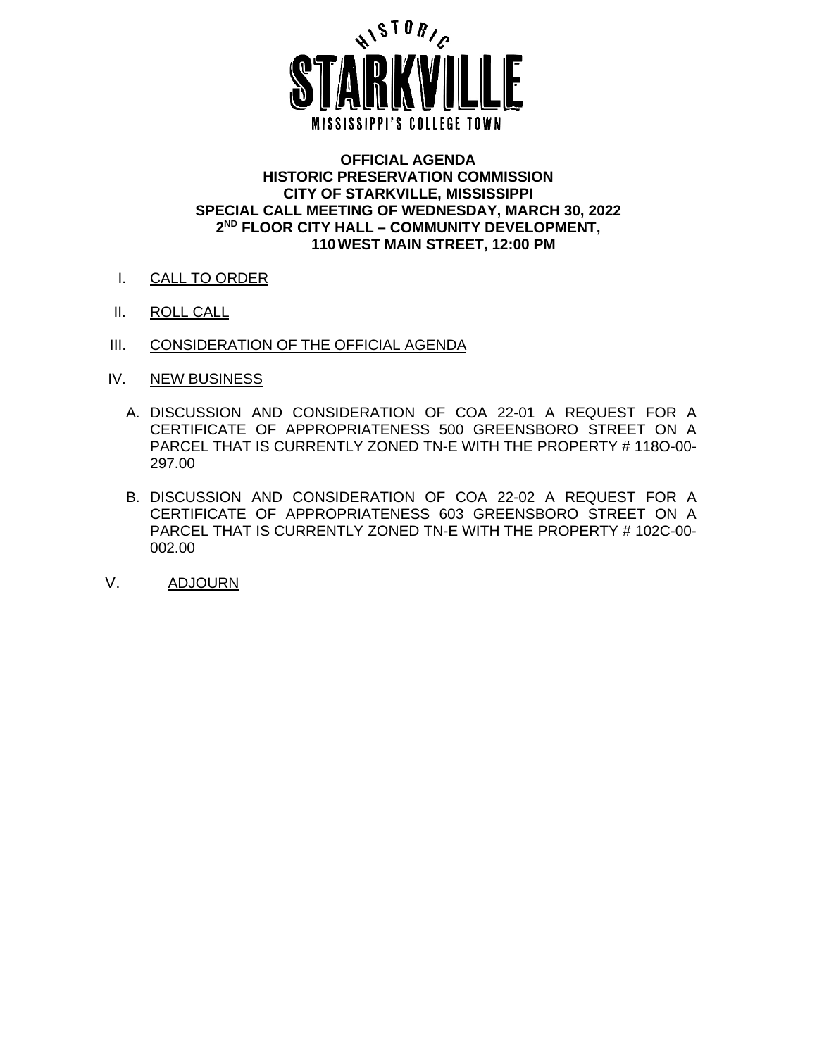HISTORIC

STARKVILLE

MISSISSIPPI'S COLLEGE TOWN

**OFFICIAL AGENDA**
**HISTORIC PRESERVATION COMMISSION**
**CITY OF STARKVILLE, MISSISSIPPI**
**SPECIAL CALL MEETING OF WEDNESDAY, MARCH 30, 2022**
**2ND FLOOR CITY HALL – COMMUNITY DEVELOPMENT,**
**110 WEST MAIN STREET, 12:00 PM**

I. CALL TO ORDER

II. ROLL CALL

III. CONSIDERATION OF THE OFFICIAL AGENDA

IV. NEW BUSINESS

   A. DISCUSSION AND CONSIDERATION OF COA 22-01 A REQUEST FOR A CERTIFICATE OF APPROPRIATENESS 500 GREENSBORO STREET ON A PARCEL THAT IS CURRENTLY ZONED TN-E WITH THE PROPERTY # 118O-00-297.00

   B. DISCUSSION AND CONSIDERATION OF COA 22-02 A REQUEST FOR A CERTIFICATE OF APPROPRIATENESS 603 GREENSBORO STREET ON A PARCEL THAT IS CURRENTLY ZONED TN-E WITH THE PROPERTY # 102C-00-002.00

V. ADJOURN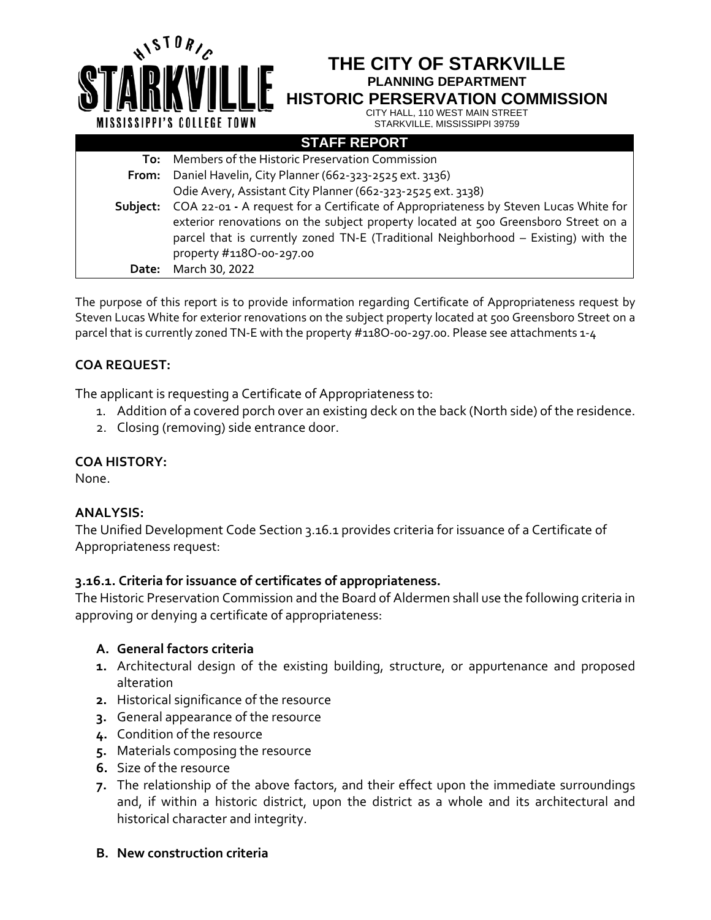**HISTORIC STARKVILLE**
**MISSISSIPPI'S COLLEGE TOWN**

# THE CITY OF STARKVILLE

**PLANNING DEPARTMENT**

**HISTORIC PERSERVATION COMMISSION**

CITY HALL, 110 WEST MAIN STREET
STARKVILLE, MISSISSIPPI 39759

## STAFF REPORT

| | |
|---|---|
| **To:** | Members of the Historic Preservation Commission |
| **From:** | Daniel Havelin, City Planner (662-323-2525 ext. 3136)<br>Odie Avery, Assistant City Planner (662-323-2525 ext. 3138) |
| **Subject:** | COA 22-01 - A request for a Certificate of Appropriateness by Steven Lucas White for exterior renovations on the subject property located at 500 Greensboro Street on a parcel that is currently zoned TN-E (Traditional Neighborhood – Existing) with the property #118O-00-297.00 |
| **Date:** | March 30, 2022 |

The purpose of this report is to provide information regarding Certificate of Appropriateness request by Steven Lucas White for exterior renovations on the subject property located at 500 Greensboro Street on a parcel that is currently zoned TN-E with the property #118O-00-297.00. Please see attachments 1-4

### COA REQUEST:

The applicant is requesting a Certificate of Appropriateness to:

1. Addition of a covered porch over an existing deck on the back (North side) of the residence.
2. Closing (removing) side entrance door.

### COA HISTORY:

None.

### ANALYSIS:

The Unified Development Code Section 3.16.1 provides criteria for issuance of a Certificate of Appropriateness request:

### 3.16.1. Criteria for issuance of certificates of appropriateness.

The Historic Preservation Commission and the Board of Aldermen shall use the following criteria in approving or denying a certificate of appropriateness:

**A. General factors criteria**

1. Architectural design of the existing building, structure, or appurtenance and proposed alteration
2. Historical significance of the resource
3. General appearance of the resource
4. Condition of the resource
5. Materials composing the resource
6. Size of the resource
7. The relationship of the above factors, and their effect upon the immediate surroundings and, if within a historic district, upon the district as a whole and its architectural and historical character and integrity.

**B. New construction criteria**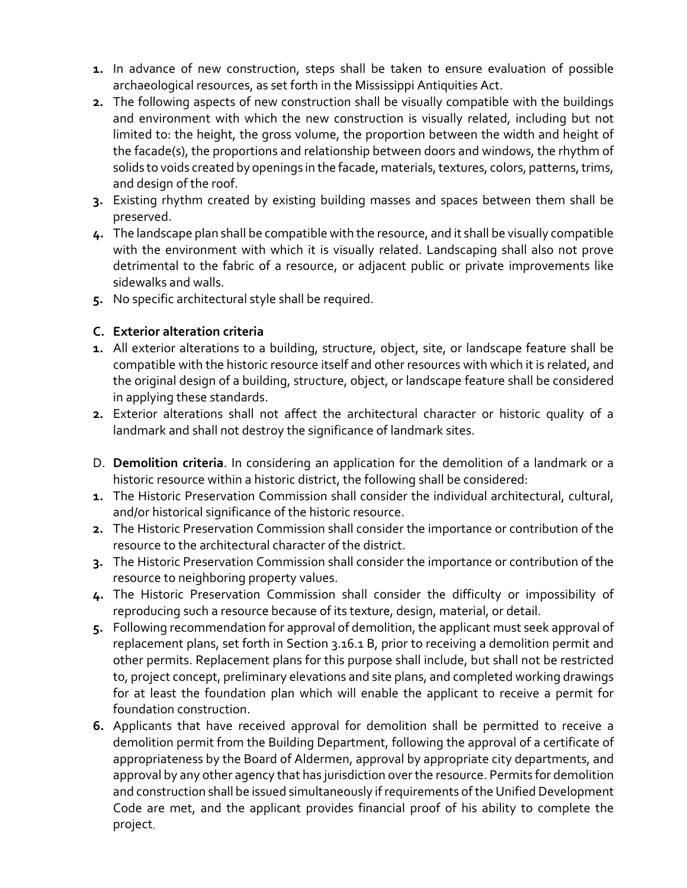1. In advance of new construction, steps shall be taken to ensure evaluation of possible archaeological resources, as set forth in the Mississippi Antiquities Act.
2. The following aspects of new construction shall be visually compatible with the buildings and environment with which the new construction is visually related, including but not limited to: the height, the gross volume, the proportion between the width and height of the facade(s), the proportions and relationship between doors and windows, the rhythm of solids to voids created by openings in the facade, materials, textures, colors, patterns, trims, and design of the roof.
3. Existing rhythm created by existing building masses and spaces between them shall be preserved.
4. The landscape plan shall be compatible with the resource, and it shall be visually compatible with the environment with which it is visually related. Landscaping shall also not prove detrimental to the fabric of a resource, or adjacent public or private improvements like sidewalks and walls.
5. No specific architectural style shall be required.

**C. Exterior alteration criteria**

1. All exterior alterations to a building, structure, object, site, or landscape feature shall be compatible with the historic resource itself and other resources with which it is related, and the original design of a building, structure, object, or landscape feature shall be considered in applying these standards.
2. Exterior alterations shall not affect the architectural character or historic quality of a landmark and shall not destroy the significance of landmark sites.

D. **Demolition criteria**. In considering an application for the demolition of a landmark or a historic resource within a historic district, the following shall be considered:

1. The Historic Preservation Commission shall consider the individual architectural, cultural, and/or historical significance of the historic resource.
2. The Historic Preservation Commission shall consider the importance or contribution of the resource to the architectural character of the district.
3. The Historic Preservation Commission shall consider the importance or contribution of the resource to neighboring property values.
4. The Historic Preservation Commission shall consider the difficulty or impossibility of reproducing such a resource because of its texture, design, material, or detail.
5. Following recommendation for approval of demolition, the applicant must seek approval of replacement plans, set forth in Section 3.16.1 B, prior to receiving a demolition permit and other permits. Replacement plans for this purpose shall include, but shall not be restricted to, project concept, preliminary elevations and site plans, and completed working drawings for at least the foundation plan which will enable the applicant to receive a permit for foundation construction.
6. Applicants that have received approval for demolition shall be permitted to receive a demolition permit from the Building Department, following the approval of a certificate of appropriateness by the Board of Aldermen, approval by appropriate city departments, and approval by any other agency that has jurisdiction over the resource. Permits for demolition and construction shall be issued simultaneously if requirements of the Unified Development Code are met, and the applicant provides financial proof of his ability to complete the project.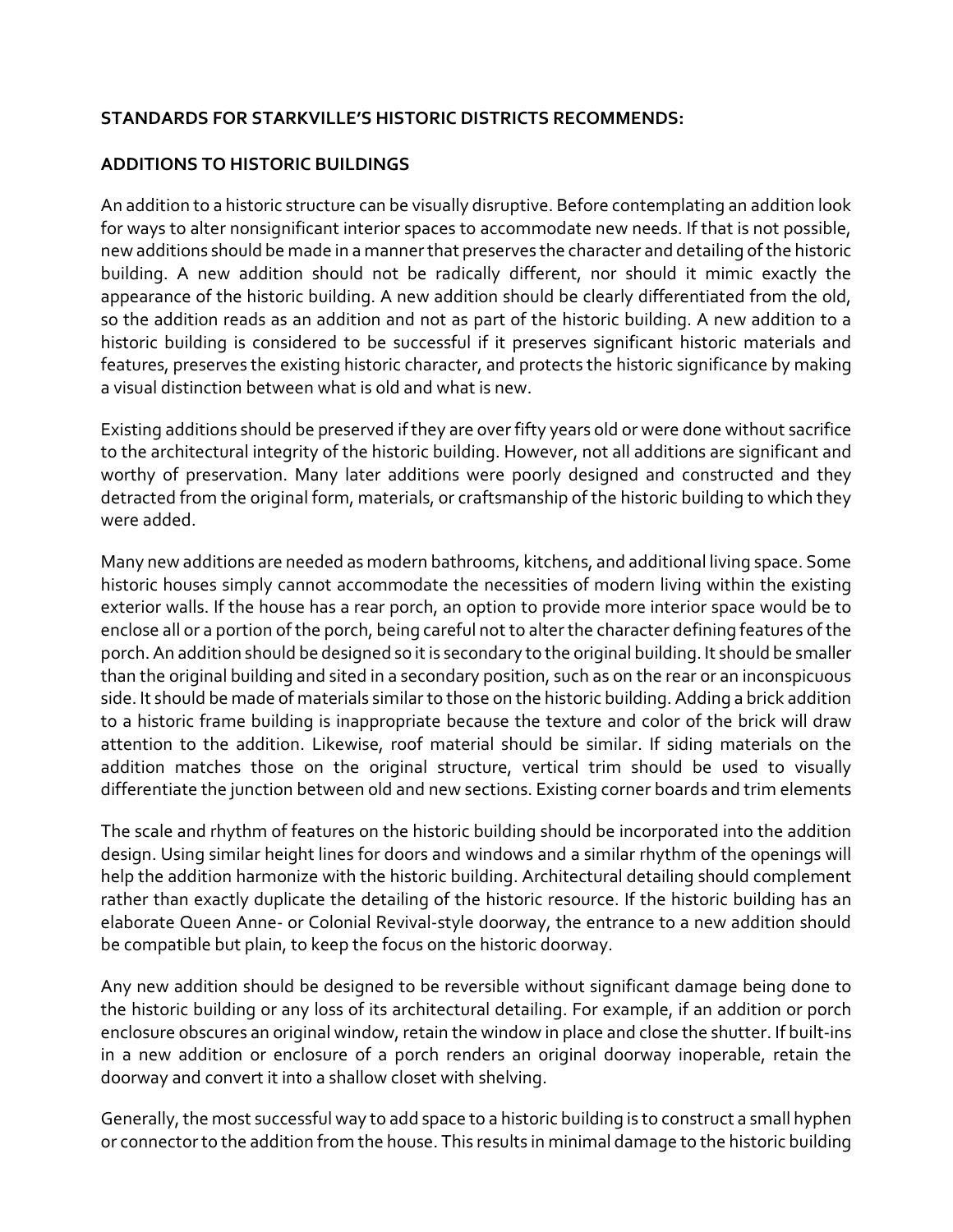**STANDARDS FOR STARKVILLE'S HISTORIC DISTRICTS RECOMMENDS:**

**ADDITIONS TO HISTORIC BUILDINGS**

An addition to a historic structure can be visually disruptive. Before contemplating an addition look for ways to alter nonsignificant interior spaces to accommodate new needs. If that is not possible, new additions should be made in a manner that preserves the character and detailing of the historic building. A new addition should not be radically different, nor should it mimic exactly the appearance of the historic building. A new addition should be clearly differentiated from the old, so the addition reads as an addition and not as part of the historic building. A new addition to a historic building is considered to be successful if it preserves significant historic materials and features, preserves the existing historic character, and protects the historic significance by making a visual distinction between what is old and what is new.

Existing additions should be preserved if they are over fifty years old or were done without sacrifice to the architectural integrity of the historic building. However, not all additions are significant and worthy of preservation. Many later additions were poorly designed and constructed and they detracted from the original form, materials, or craftsmanship of the historic building to which they were added.

Many new additions are needed as modern bathrooms, kitchens, and additional living space. Some historic houses simply cannot accommodate the necessities of modern living within the existing exterior walls. If the house has a rear porch, an option to provide more interior space would be to enclose all or a portion of the porch, being careful not to alter the character defining features of the porch. An addition should be designed so it is secondary to the original building. It should be smaller than the original building and sited in a secondary position, such as on the rear or an inconspicuous side. It should be made of materials similar to those on the historic building. Adding a brick addition to a historic frame building is inappropriate because the texture and color of the brick will draw attention to the addition. Likewise, roof material should be similar. If siding materials on the addition matches those on the original structure, vertical trim should be used to visually differentiate the junction between old and new sections. Existing corner boards and trim elements

The scale and rhythm of features on the historic building should be incorporated into the addition design. Using similar height lines for doors and windows and a similar rhythm of the openings will help the addition harmonize with the historic building. Architectural detailing should complement rather than exactly duplicate the detailing of the historic resource. If the historic building has an elaborate Queen Anne- or Colonial Revival-style doorway, the entrance to a new addition should be compatible but plain, to keep the focus on the historic doorway.

Any new addition should be designed to be reversible without significant damage being done to the historic building or any loss of its architectural detailing. For example, if an addition or porch enclosure obscures an original window, retain the window in place and close the shutter. If built-ins in a new addition or enclosure of a porch renders an original doorway inoperable, retain the doorway and convert it into a shallow closet with shelving.

Generally, the most successful way to add space to a historic building is to construct a small hyphen or connector to the addition from the house. This results in minimal damage to the historic building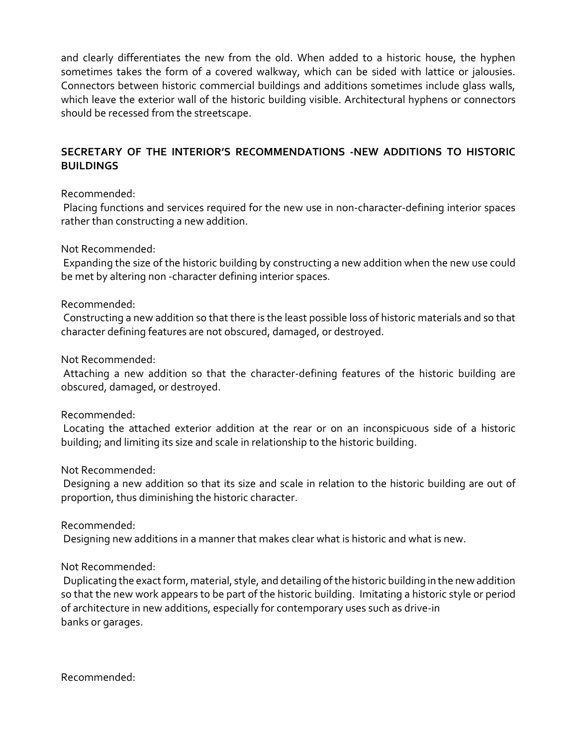and clearly differentiates the new from the old. When added to a historic house, the hyphen sometimes takes the form of a covered walkway, which can be sided with lattice or jalousies. Connectors between historic commercial buildings and additions sometimes include glass walls, which leave the exterior wall of the historic building visible. Architectural hyphens or connectors should be recessed from the streetscape.

## SECRETARY OF THE INTERIOR'S RECOMMENDATIONS -NEW ADDITIONS TO HISTORIC BUILDINGS

Recommended:
Placing functions and services required for the new use in non-character-defining interior spaces rather than constructing a new addition.

Not Recommended:
Expanding the size of the historic building by constructing a new addition when the new use could be met by altering non -character defining interior spaces.

Recommended:
Constructing a new addition so that there is the least possible loss of historic materials and so that character defining features are not obscured, damaged, or destroyed.

Not Recommended:
Attaching a new addition so that the character-defining features of the historic building are obscured, damaged, or destroyed.

Recommended:
Locating the attached exterior addition at the rear or on an inconspicuous side of a historic building; and limiting its size and scale in relationship to the historic building.

Not Recommended:
Designing a new addition so that its size and scale in relation to the historic building are out of proportion, thus diminishing the historic character.

Recommended:
Designing new additions in a manner that makes clear what is historic and what is new.

Not Recommended:
Duplicating the exact form, material, style, and detailing of the historic building in the new addition so that the new work appears to be part of the historic building. Imitating a historic style or period of architecture in new additions, especially for contemporary uses such as drive-in banks or garages.

Recommended: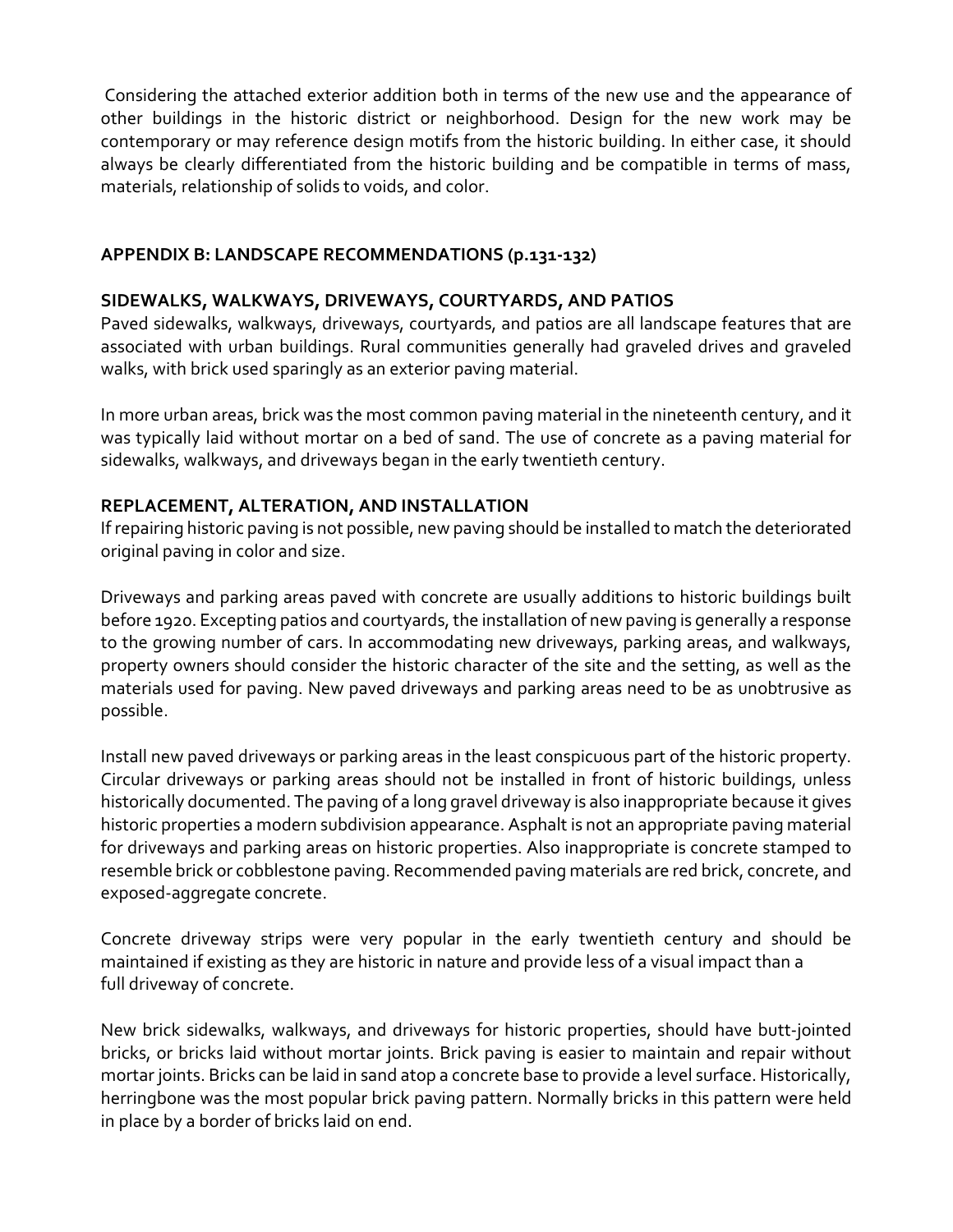Considering the attached exterior addition both in terms of the new use and the appearance of other buildings in the historic district or neighborhood. Design for the new work may be contemporary or may reference design motifs from the historic building. In either case, it should always be clearly differentiated from the historic building and be compatible in terms of mass, materials, relationship of solids to voids, and color.

## APPENDIX B: LANDSCAPE RECOMMENDATIONS (p.131-132)

### SIDEWALKS, WALKWAYS, DRIVEWAYS, COURTYARDS, AND PATIOS

Paved sidewalks, walkways, driveways, courtyards, and patios are all landscape features that are associated with urban buildings. Rural communities generally had graveled drives and graveled walks, with brick used sparingly as an exterior paving material.

In more urban areas, brick was the most common paving material in the nineteenth century, and it was typically laid without mortar on a bed of sand. The use of concrete as a paving material for sidewalks, walkways, and driveways began in the early twentieth century.

### REPLACEMENT, ALTERATION, AND INSTALLATION

If repairing historic paving is not possible, new paving should be installed to match the deteriorated original paving in color and size.

Driveways and parking areas paved with concrete are usually additions to historic buildings built before 1920. Excepting patios and courtyards, the installation of new paving is generally a response to the growing number of cars. In accommodating new driveways, parking areas, and walkways, property owners should consider the historic character of the site and the setting, as well as the materials used for paving. New paved driveways and parking areas need to be as unobtrusive as possible.

Install new paved driveways or parking areas in the least conspicuous part of the historic property. Circular driveways or parking areas should not be installed in front of historic buildings, unless historically documented. The paving of a long gravel driveway is also inappropriate because it gives historic properties a modern subdivision appearance. Asphalt is not an appropriate paving material for driveways and parking areas on historic properties. Also inappropriate is concrete stamped to resemble brick or cobblestone paving. Recommended paving materials are red brick, concrete, and exposed-aggregate concrete.

Concrete driveway strips were very popular in the early twentieth century and should be maintained if existing as they are historic in nature and provide less of a visual impact than a full driveway of concrete.

New brick sidewalks, walkways, and driveways for historic properties, should have butt-jointed bricks, or bricks laid without mortar joints. Brick paving is easier to maintain and repair without mortar joints. Bricks can be laid in sand atop a concrete base to provide a level surface. Historically, herringbone was the most popular brick paving pattern. Normally bricks in this pattern were held in place by a border of bricks laid on end.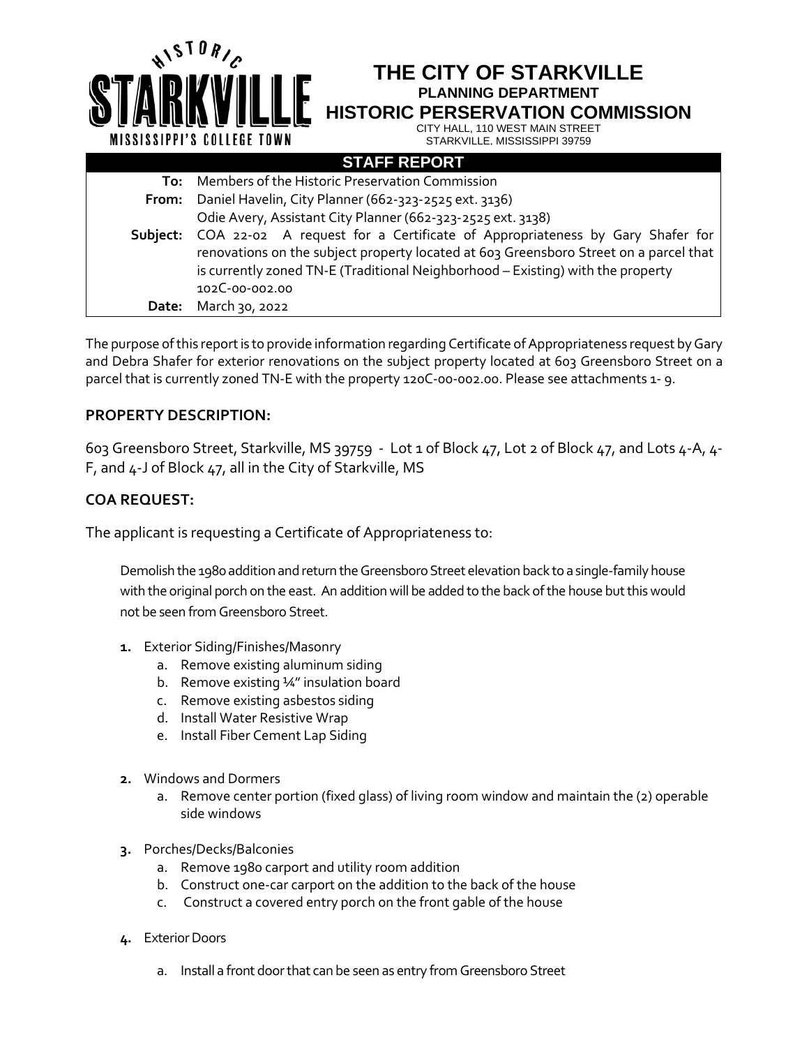HISTORIC STARKVILLE MISSISSIPPI'S COLLEGE TOWN

# THE CITY OF STARKVILLE
## PLANNING DEPARTMENT
## HISTORIC PERSERVATION COMMISSION

CITY HALL, 110 WEST MAIN STREET
STARKVILLE, MISSISSIPPI 39759

| STAFF REPORT | |
|---|---|
| **To:** | Members of the Historic Preservation Commission |
| **From:** | Daniel Havelin, City Planner (662-323-2525 ext. 3136)<br>Odie Avery, Assistant City Planner (662-323-2525 ext. 3138) |
| **Subject:** | COA 22-02 A request for a Certificate of Appropriateness by Gary Shafer for renovations on the subject property located at 603 Greensboro Street on a parcel that is currently zoned TN-E (Traditional Neighborhood – Existing) with the property 102C-00-002.00 |
| **Date:** | March 30, 2022 |

The purpose of this report is to provide information regarding Certificate of Appropriateness request by Gary and Debra Shafer for exterior renovations on the subject property located at 603 Greensboro Street on a parcel that is currently zoned TN-E with the property 120C-00-002.00. Please see attachments 1- 9.

### PROPERTY DESCRIPTION:

603 Greensboro Street, Starkville, MS 39759 - Lot 1 of Block 47, Lot 2 of Block 47, and Lots 4-A, 4-F, and 4-J of Block 47, all in the City of Starkville, MS

### COA REQUEST:

The applicant is requesting a Certificate of Appropriateness to:

Demolish the 1980 addition and return the Greensboro Street elevation back to a single-family house with the original porch on the east. An addition will be added to the back of the house but this would not be seen from Greensboro Street.

1. Exterior Siding/Finishes/Masonry
   a. Remove existing aluminum siding
   b. Remove existing ¼" insulation board
   c. Remove existing asbestos siding
   d. Install Water Resistive Wrap
   e. Install Fiber Cement Lap Siding

2. Windows and Dormers
   a. Remove center portion (fixed glass) of living room window and maintain the (2) operable side windows

3. Porches/Decks/Balconies
   a. Remove 1980 carport and utility room addition
   b. Construct one-car carport on the addition to the back of the house
   c. Construct a covered entry porch on the front gable of the house

4. Exterior Doors
   a. Install a front door that can be seen as entry from Greensboro Street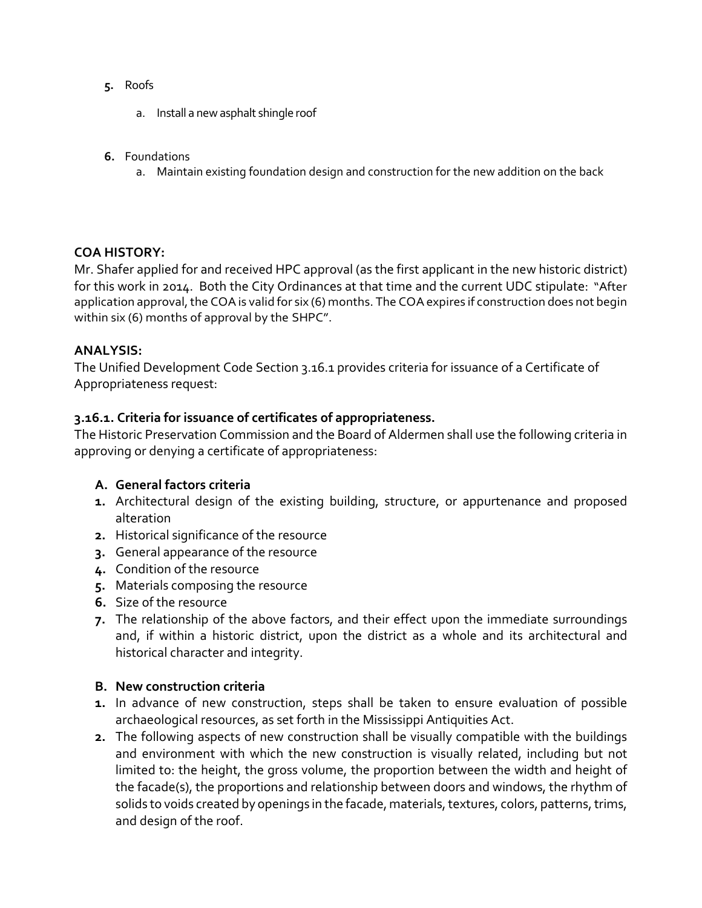5. Roofs

    a. Install a new asphalt shingle roof

6. Foundations

    a. Maintain existing foundation design and construction for the new addition on the back

**COA HISTORY:**

Mr. Shafer applied for and received HPC approval (as the first applicant in the new historic district) for this work in 2014. Both the City Ordinances at that time and the current UDC stipulate: "After application approval, the COA is valid for six (6) months. The COA expires if construction does not begin within six (6) months of approval by the SHPC".

**ANALYSIS:**

The Unified Development Code Section 3.16.1 provides criteria for issuance of a Certificate of Appropriateness request:

**3.16.1. Criteria for issuance of certificates of appropriateness.**

The Historic Preservation Commission and the Board of Aldermen shall use the following criteria in approving or denying a certificate of appropriateness:

**A. General factors criteria**

1. Architectural design of the existing building, structure, or appurtenance and proposed alteration
2. Historical significance of the resource
3. General appearance of the resource
4. Condition of the resource
5. Materials composing the resource
6. Size of the resource
7. The relationship of the above factors, and their effect upon the immediate surroundings and, if within a historic district, upon the district as a whole and its architectural and historical character and integrity.

**B. New construction criteria**

1. In advance of new construction, steps shall be taken to ensure evaluation of possible archaeological resources, as set forth in the Mississippi Antiquities Act.
2. The following aspects of new construction shall be visually compatible with the buildings and environment with which the new construction is visually related, including but not limited to: the height, the gross volume, the proportion between the width and height of the facade(s), the proportions and relationship between doors and windows, the rhythm of solids to voids created by openings in the facade, materials, textures, colors, patterns, trims, and design of the roof.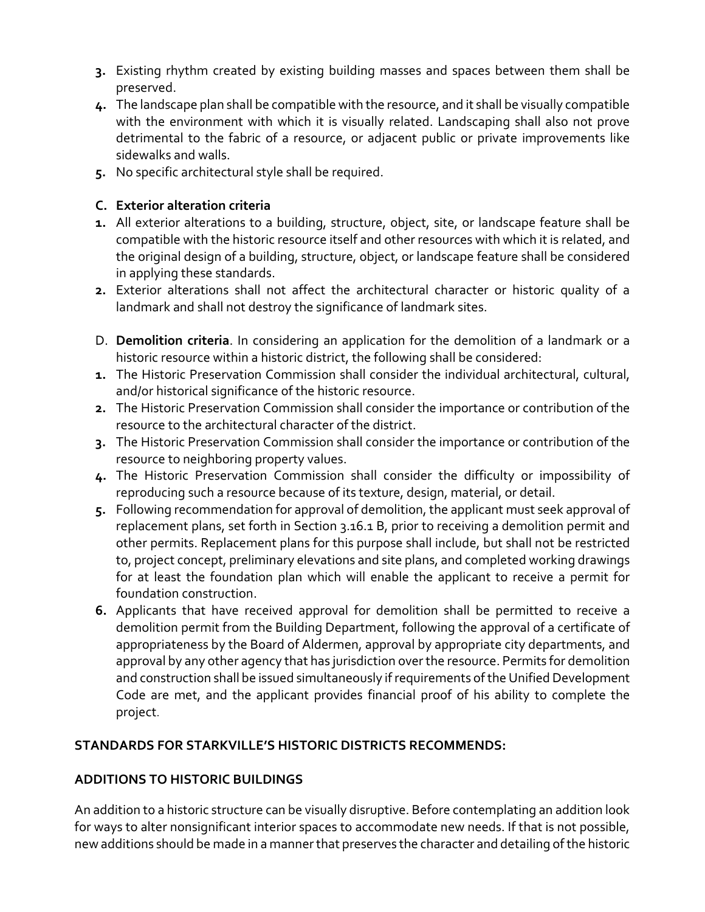3. Existing rhythm created by existing building masses and spaces between them shall be preserved.
4. The landscape plan shall be compatible with the resource, and it shall be visually compatible with the environment with which it is visually related. Landscaping shall also not prove detrimental to the fabric of a resource, or adjacent public or private improvements like sidewalks and walls.
5. No specific architectural style shall be required.

### C. Exterior alteration criteria

1. All exterior alterations to a building, structure, object, site, or landscape feature shall be compatible with the historic resource itself and other resources with which it is related, and the original design of a building, structure, object, or landscape feature shall be considered in applying these standards.
2. Exterior alterations shall not affect the architectural character or historic quality of a landmark and shall not destroy the significance of landmark sites.

D. **Demolition criteria**. In considering an application for the demolition of a landmark or a historic resource within a historic district, the following shall be considered:

1. The Historic Preservation Commission shall consider the individual architectural, cultural, and/or historical significance of the historic resource.
2. The Historic Preservation Commission shall consider the importance or contribution of the resource to the architectural character of the district.
3. The Historic Preservation Commission shall consider the importance or contribution of the resource to neighboring property values.
4. The Historic Preservation Commission shall consider the difficulty or impossibility of reproducing such a resource because of its texture, design, material, or detail.
5. Following recommendation for approval of demolition, the applicant must seek approval of replacement plans, set forth in Section 3.16.1 B, prior to receiving a demolition permit and other permits. Replacement plans for this purpose shall include, but shall not be restricted to, project concept, preliminary elevations and site plans, and completed working drawings for at least the foundation plan which will enable the applicant to receive a permit for foundation construction.
6. Applicants that have received approval for demolition shall be permitted to receive a demolition permit from the Building Department, following the approval of a certificate of appropriateness by the Board of Aldermen, approval by appropriate city departments, and approval by any other agency that has jurisdiction over the resource. Permits for demolition and construction shall be issued simultaneously if requirements of the Unified Development Code are met, and the applicant provides financial proof of his ability to complete the project.

**STANDARDS FOR STARKVILLE'S HISTORIC DISTRICTS RECOMMENDS:**

**ADDITIONS TO HISTORIC BUILDINGS**

An addition to a historic structure can be visually disruptive. Before contemplating an addition look for ways to alter nonsignificant interior spaces to accommodate new needs. If that is not possible, new additions should be made in a manner that preserves the character and detailing of the historic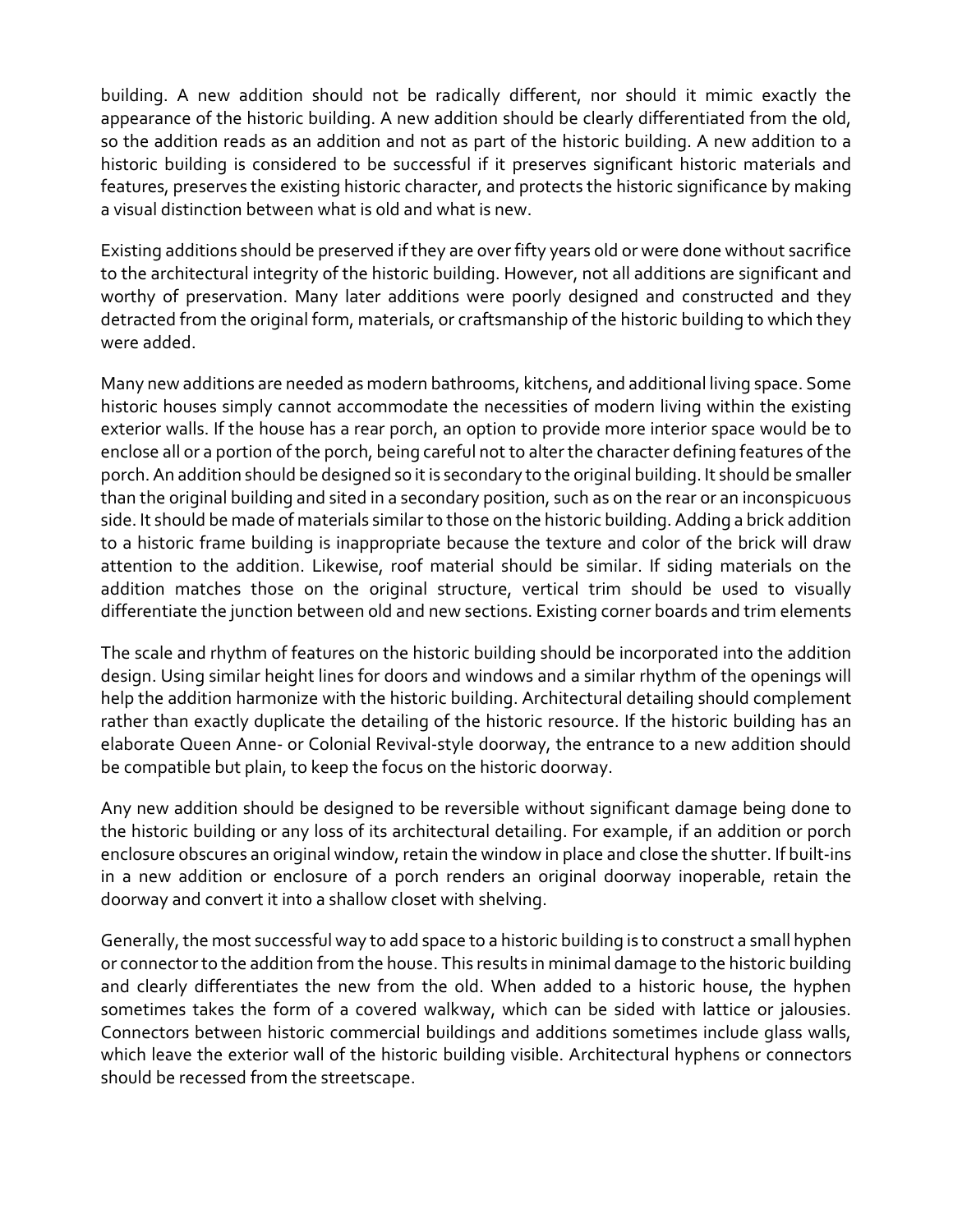building. A new addition should not be radically different, nor should it mimic exactly the appearance of the historic building. A new addition should be clearly differentiated from the old, so the addition reads as an addition and not as part of the historic building. A new addition to a historic building is considered to be successful if it preserves significant historic materials and features, preserves the existing historic character, and protects the historic significance by making a visual distinction between what is old and what is new.

Existing additions should be preserved if they are over fifty years old or were done without sacrifice to the architectural integrity of the historic building. However, not all additions are significant and worthy of preservation. Many later additions were poorly designed and constructed and they detracted from the original form, materials, or craftsmanship of the historic building to which they were added.

Many new additions are needed as modern bathrooms, kitchens, and additional living space. Some historic houses simply cannot accommodate the necessities of modern living within the existing exterior walls. If the house has a rear porch, an option to provide more interior space would be to enclose all or a portion of the porch, being careful not to alter the character defining features of the porch. An addition should be designed so it is secondary to the original building. It should be smaller than the original building and sited in a secondary position, such as on the rear or an inconspicuous side. It should be made of materials similar to those on the historic building. Adding a brick addition to a historic frame building is inappropriate because the texture and color of the brick will draw attention to the addition. Likewise, roof material should be similar. If siding materials on the addition matches those on the original structure, vertical trim should be used to visually differentiate the junction between old and new sections. Existing corner boards and trim elements

The scale and rhythm of features on the historic building should be incorporated into the addition design. Using similar height lines for doors and windows and a similar rhythm of the openings will help the addition harmonize with the historic building. Architectural detailing should complement rather than exactly duplicate the detailing of the historic resource. If the historic building has an elaborate Queen Anne- or Colonial Revival-style doorway, the entrance to a new addition should be compatible but plain, to keep the focus on the historic doorway.

Any new addition should be designed to be reversible without significant damage being done to the historic building or any loss of its architectural detailing. For example, if an addition or porch enclosure obscures an original window, retain the window in place and close the shutter. If built-ins in a new addition or enclosure of a porch renders an original doorway inoperable, retain the doorway and convert it into a shallow closet with shelving.

Generally, the most successful way to add space to a historic building is to construct a small hyphen or connector to the addition from the house. This results in minimal damage to the historic building and clearly differentiates the new from the old. When added to a historic house, the hyphen sometimes takes the form of a covered walkway, which can be sided with lattice or jalousies. Connectors between historic commercial buildings and additions sometimes include glass walls, which leave the exterior wall of the historic building visible. Architectural hyphens or connectors should be recessed from the streetscape.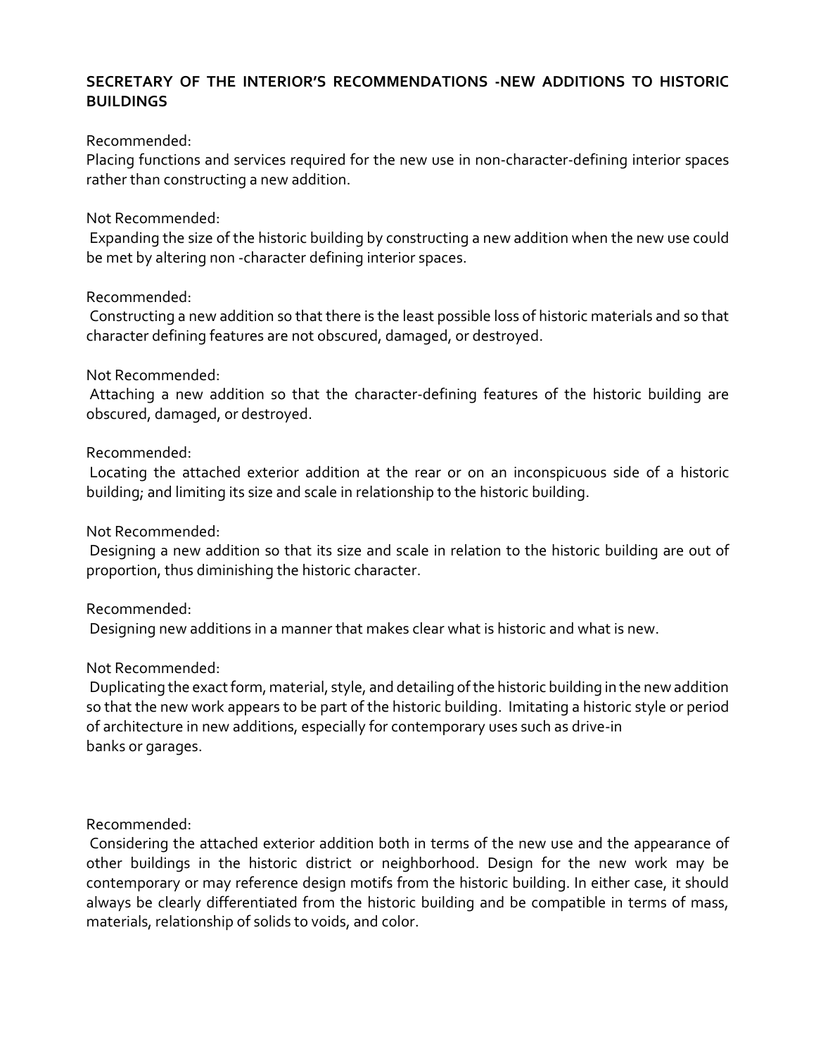**SECRETARY OF THE INTERIOR'S RECOMMENDATIONS -NEW ADDITIONS TO HISTORIC BUILDINGS**

Recommended:
Placing functions and services required for the new use in non-character-defining interior spaces rather than constructing a new addition.

Not Recommended:
Expanding the size of the historic building by constructing a new addition when the new use could be met by altering non -character defining interior spaces.

Recommended:
Constructing a new addition so that there is the least possible loss of historic materials and so that character defining features are not obscured, damaged, or destroyed.

Not Recommended:
Attaching a new addition so that the character-defining features of the historic building are obscured, damaged, or destroyed.

Recommended:
Locating the attached exterior addition at the rear or on an inconspicuous side of a historic building; and limiting its size and scale in relationship to the historic building.

Not Recommended:
Designing a new addition so that its size and scale in relation to the historic building are out of proportion, thus diminishing the historic character.

Recommended:
Designing new additions in a manner that makes clear what is historic and what is new.

Not Recommended:
Duplicating the exact form, material, style, and detailing of the historic building in the new addition so that the new work appears to be part of the historic building. Imitating a historic style or period of architecture in new additions, especially for contemporary uses such as drive-in banks or garages.

Recommended:
Considering the attached exterior addition both in terms of the new use and the appearance of other buildings in the historic district or neighborhood. Design for the new work may be contemporary or may reference design motifs from the historic building. In either case, it should always be clearly differentiated from the historic building and be compatible in terms of mass, materials, relationship of solids to voids, and color.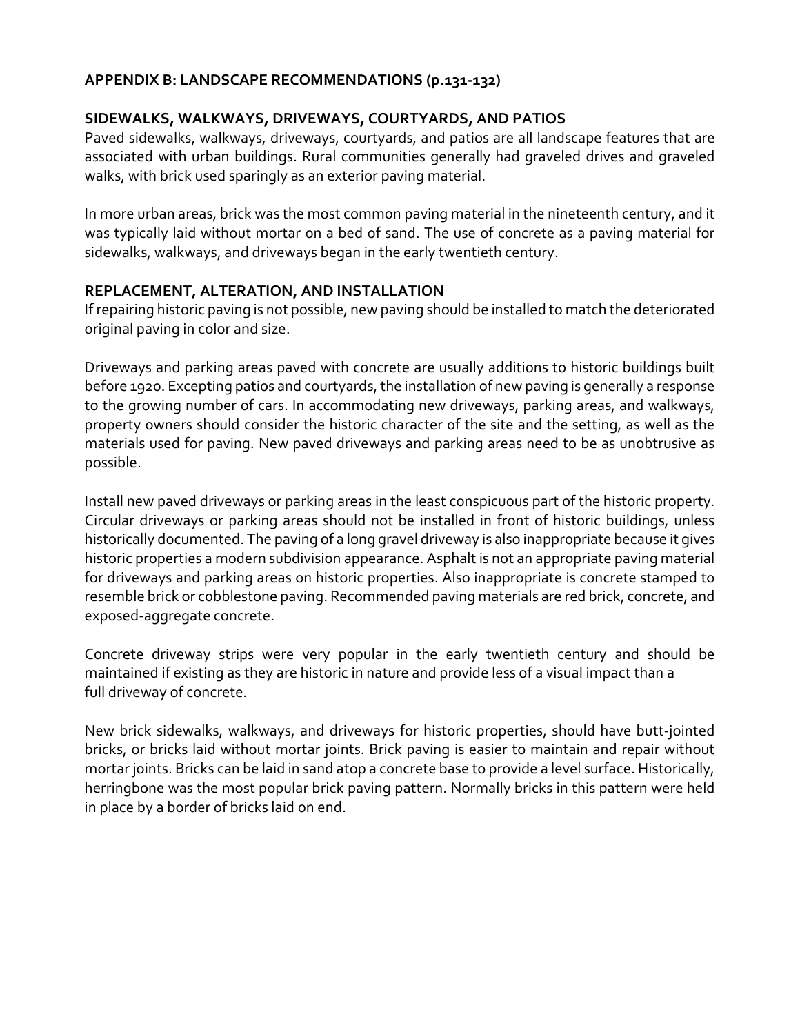## APPENDIX B: LANDSCAPE RECOMMENDATIONS (p.131-132)

### SIDEWALKS, WALKWAYS, DRIVEWAYS, COURTYARDS, AND PATIOS

Paved sidewalks, walkways, driveways, courtyards, and patios are all landscape features that are associated with urban buildings. Rural communities generally had graveled drives and graveled walks, with brick used sparingly as an exterior paving material.

In more urban areas, brick was the most common paving material in the nineteenth century, and it was typically laid without mortar on a bed of sand. The use of concrete as a paving material for sidewalks, walkways, and driveways began in the early twentieth century.

### REPLACEMENT, ALTERATION, AND INSTALLATION

If repairing historic paving is not possible, new paving should be installed to match the deteriorated original paving in color and size.

Driveways and parking areas paved with concrete are usually additions to historic buildings built before 1920. Excepting patios and courtyards, the installation of new paving is generally a response to the growing number of cars. In accommodating new driveways, parking areas, and walkways, property owners should consider the historic character of the site and the setting, as well as the materials used for paving. New paved driveways and parking areas need to be as unobtrusive as possible.

Install new paved driveways or parking areas in the least conspicuous part of the historic property. Circular driveways or parking areas should not be installed in front of historic buildings, unless historically documented. The paving of a long gravel driveway is also inappropriate because it gives historic properties a modern subdivision appearance. Asphalt is not an appropriate paving material for driveways and parking areas on historic properties. Also inappropriate is concrete stamped to resemble brick or cobblestone paving. Recommended paving materials are red brick, concrete, and exposed-aggregate concrete.

Concrete driveway strips were very popular in the early twentieth century and should be maintained if existing as they are historic in nature and provide less of a visual impact than a full driveway of concrete.

New brick sidewalks, walkways, and driveways for historic properties, should have butt-jointed bricks, or bricks laid without mortar joints. Brick paving is easier to maintain and repair without mortar joints. Bricks can be laid in sand atop a concrete base to provide a level surface. Historically, herringbone was the most popular brick paving pattern. Normally bricks in this pattern were held in place by a border of bricks laid on end.